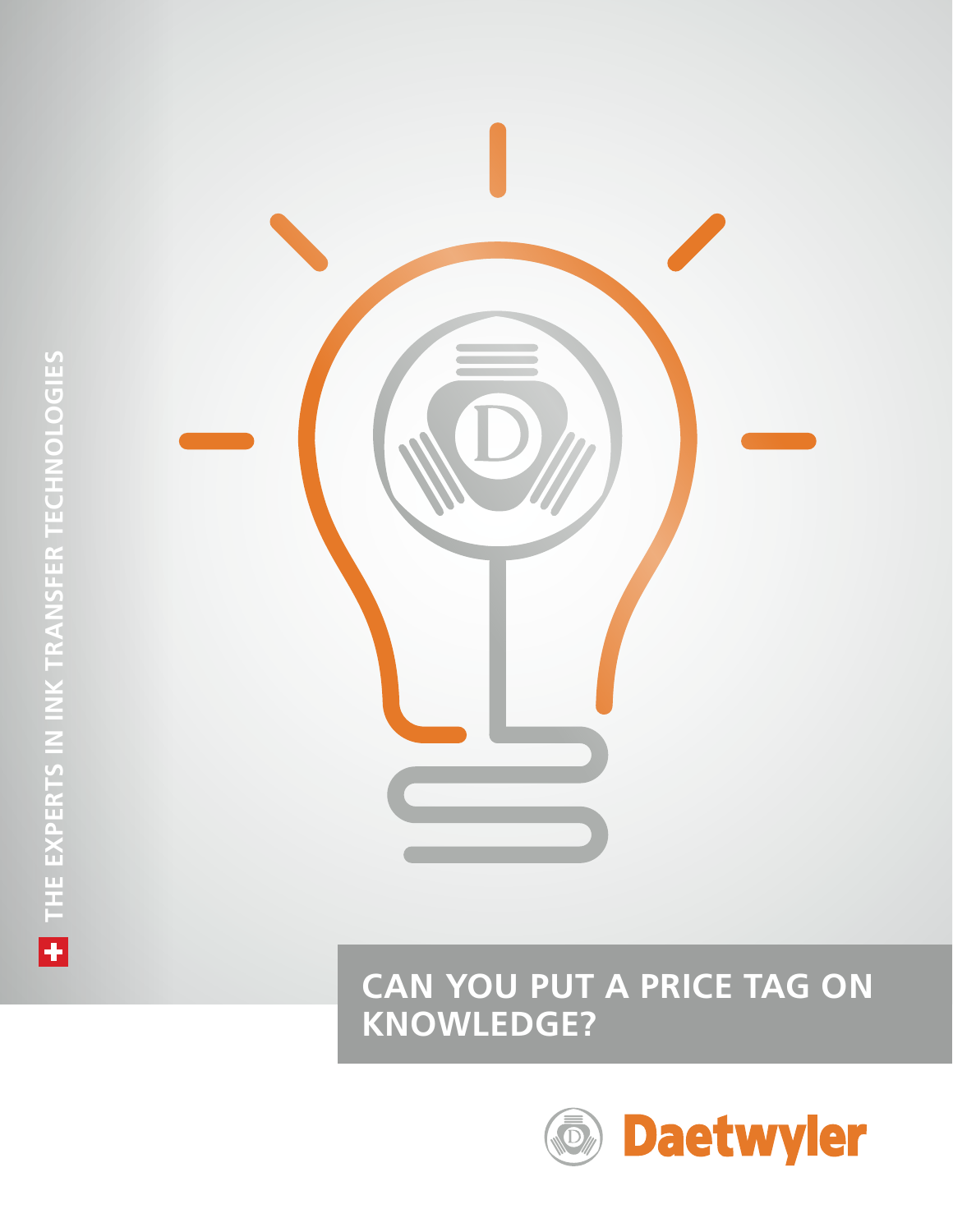THE EXPERTS IN INK TRANSFER TECHNOLOGIES

# CAN YOU PUT A PRICE TAG ON KNOWLEDGE?

Daetwyler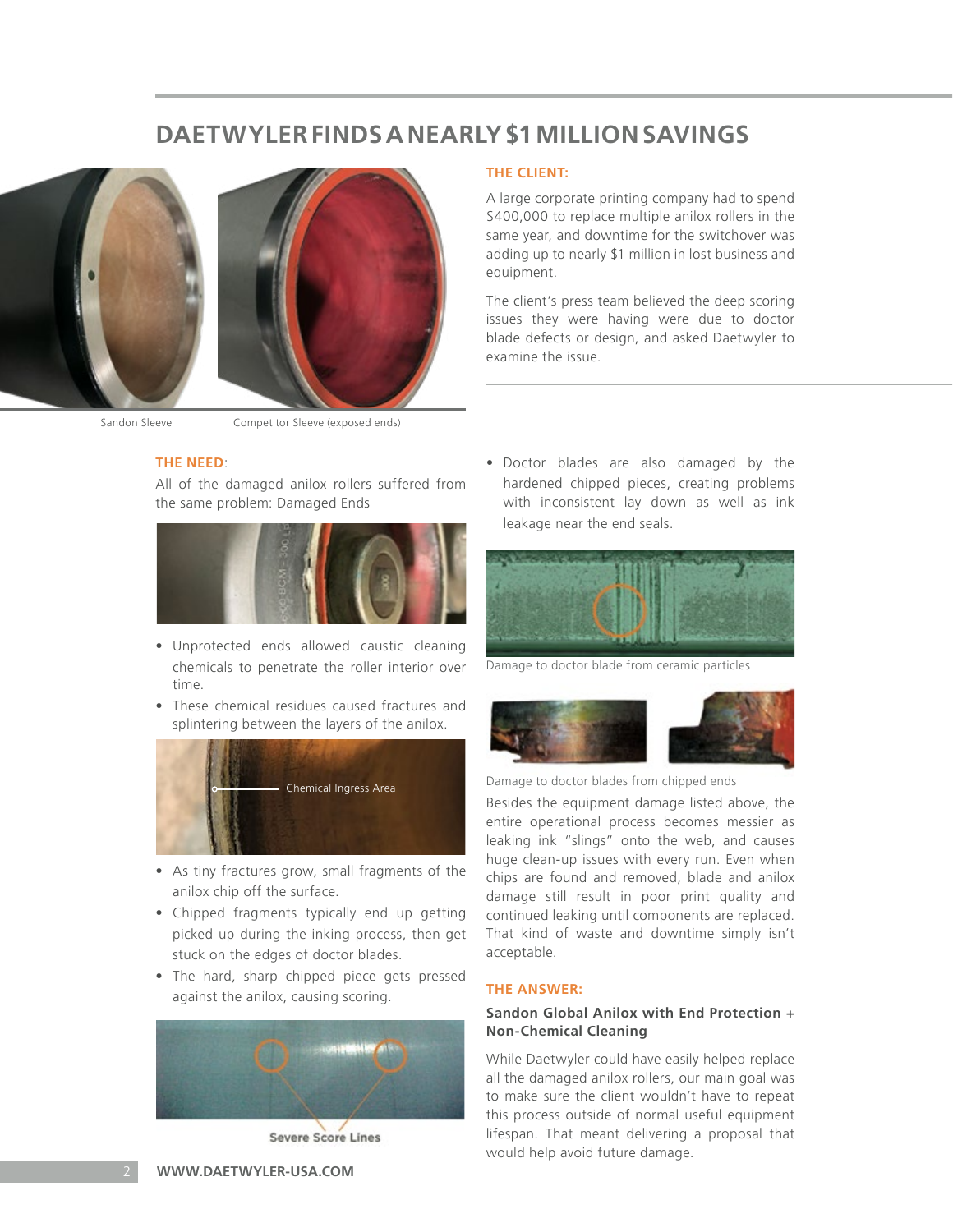## DAETWYLER FINDS A NEARLY $1 MILLION SAVINGS

Sandon Sleeve

Competitor Sleeve (exposed ends)

### THE CLIENT:

A large corporate printing company had to spend $400,000 to replace multiple anilox rollers in the same year, and downtime for the switchover was adding up to nearly $1 million in lost business and equipment.

The client's press team believed the deep scoring issues they were having were due to doctor blade defects or design, and asked Daetwyler to examine the issue.

### THE NEED:

All of the damaged anilox rollers suffered from the same problem: Damaged Ends

- Unprotected ends allowed caustic cleaning chemicals to penetrate the roller interior over time.
- These chemical residues caused fractures and splintering between the layers of the anilox.

Chemical Ingress Area

- As tiny fractures grow, small fragments of the anilox chip off the surface.
- Chipped fragments typically end up getting picked up during the inking process, then get stuck on the edges of doctor blades.
- The hard, sharp chipped piece gets pressed against the anilox, causing scoring.

Severe Score Lines

- Doctor blades are also damaged by the hardened chipped pieces, creating problems with inconsistent lay down as well as ink leakage near the end seals.

Damage to doctor blade from ceramic particles

Damage to doctor blades from chipped ends

Besides the equipment damage listed above, the entire operational process becomes messier as leaking ink "slings" onto the web, and causes huge clean-up issues with every run. Even when chips are found and removed, blade and anilox damage still result in poor print quality and continued leaking until components are replaced. That kind of waste and downtime simply isn't acceptable.

### THE ANSWER:

**Sandon Global Anilox with End Protection + Non-Chemical Cleaning**

While Daetwyler could have easily helped replace all the damaged anilox rollers, our main goal was to make sure the client wouldn't have to repeat this process outside of normal useful equipment lifespan. That meant delivering a proposal that would help avoid future damage.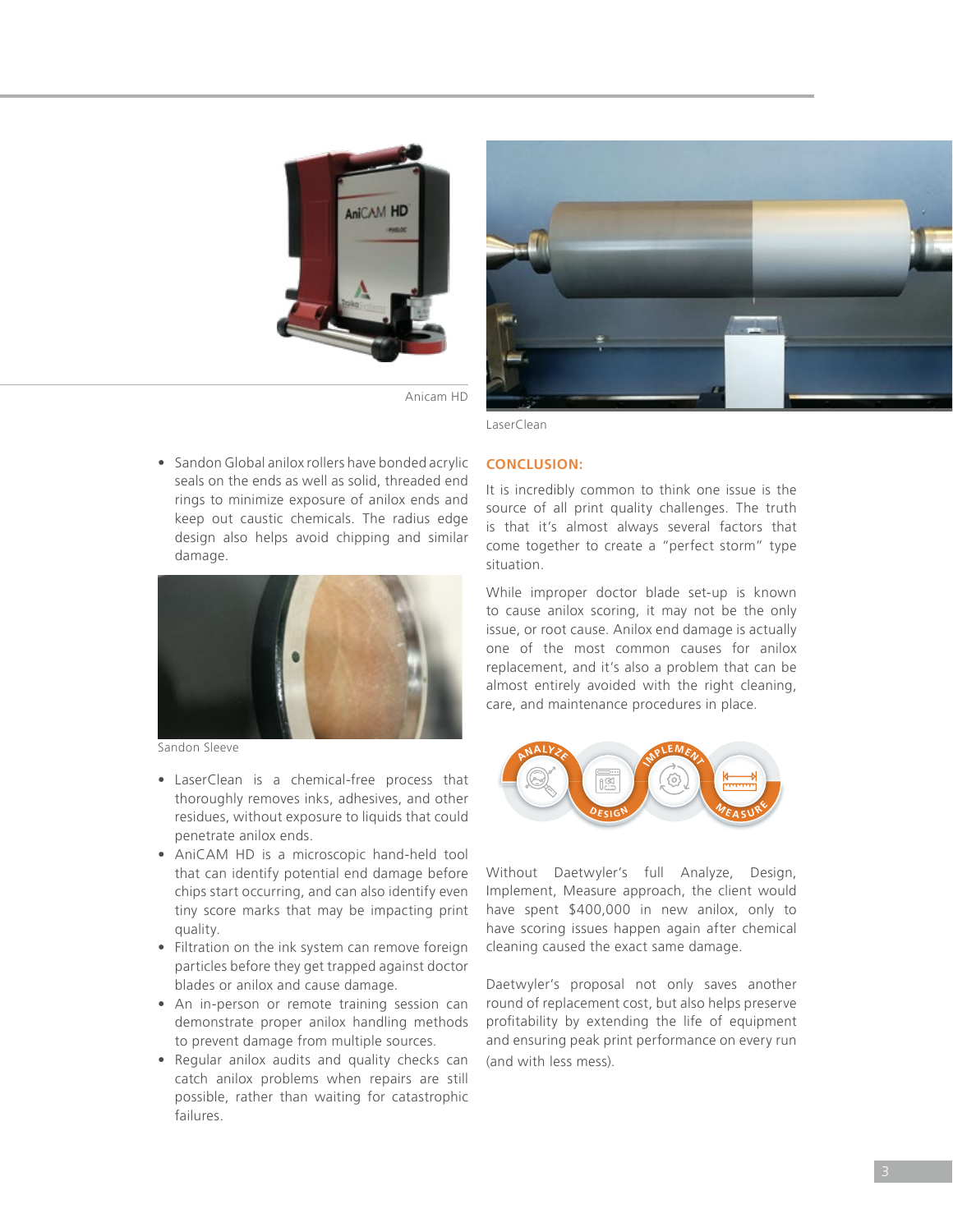Anicam HD

LaserClean

- Sandon Global anilox rollers have bonded acrylic seals on the ends as well as solid, threaded end rings to minimize exposure of anilox ends and keep out caustic chemicals. The radius edge design also helps avoid chipping and similar damage.

Sandon Sleeve

- LaserClean is a chemical-free process that thoroughly removes inks, adhesives, and other residues, without exposure to liquids that could penetrate anilox ends.
- AniCAM HD is a microscopic hand-held tool that can identify potential end damage before chips start occurring, and can also identify even tiny score marks that may be impacting print quality.
- Filtration on the ink system can remove foreign particles before they get trapped against doctor blades or anilox and cause damage.
- An in-person or remote training session can demonstrate proper anilox handling methods to prevent damage from multiple sources.
- Regular anilox audits and quality checks can catch anilox problems when repairs are still possible, rather than waiting for catastrophic failures.

## CONCLUSION:

It is incredibly common to think one issue is the source of all print quality challenges. The truth is that it's almost always several factors that come together to create a "perfect storm" type situation.

While improper doctor blade set-up is known to cause anilox scoring, it may not be the only issue, or root cause. Anilox end damage is actually one of the most common causes for anilox replacement, and it's also a problem that can be almost entirely avoided with the right cleaning, care, and maintenance procedures in place.

ANALYZE — DESIGN — IMPLEMENT — MEASURE

Without Daetwyler's full Analyze, Design, Implement, Measure approach, the client would have spent $400,000 in new anilox, only to have scoring issues happen again after chemical cleaning caused the exact same damage.

Daetwyler's proposal not only saves another round of replacement cost, but also helps preserve profitability by extending the life of equipment and ensuring peak print performance on every run (and with less mess).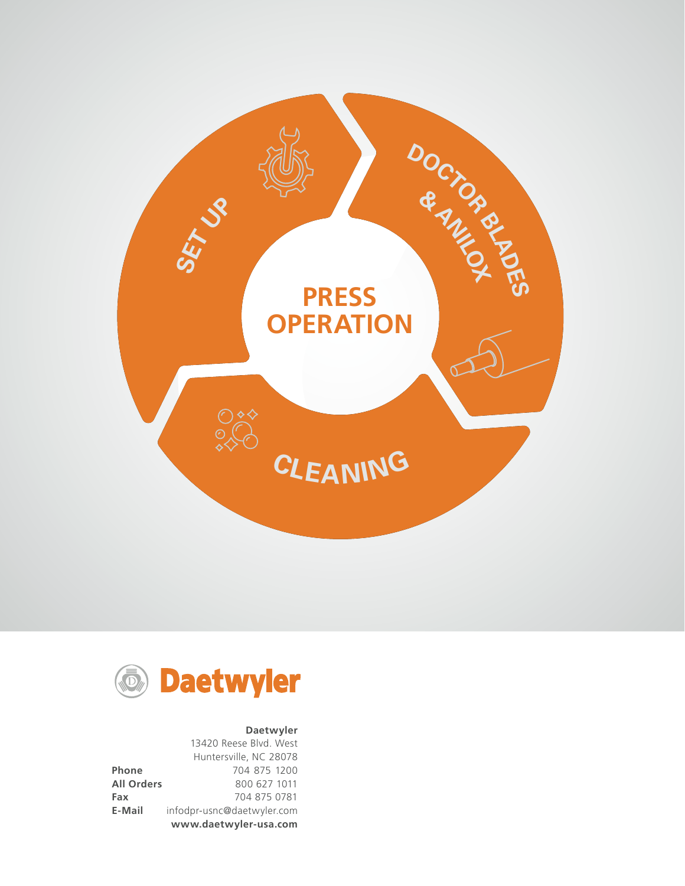SET UP

DOCTOR BLADES & ANILOX

PRESS OPERATION

CLEANING

Daetwyler

**Daetwyler**
13420 Reese Blvd. West
Huntersville, NC 28078

**Phone** 704 875 1200
**All Orders** 800 627 1011
**Fax** 704 875 0781
**E-Mail** infodpr-usnc@daetwyler.com
**www.daetwyler-usa.com**